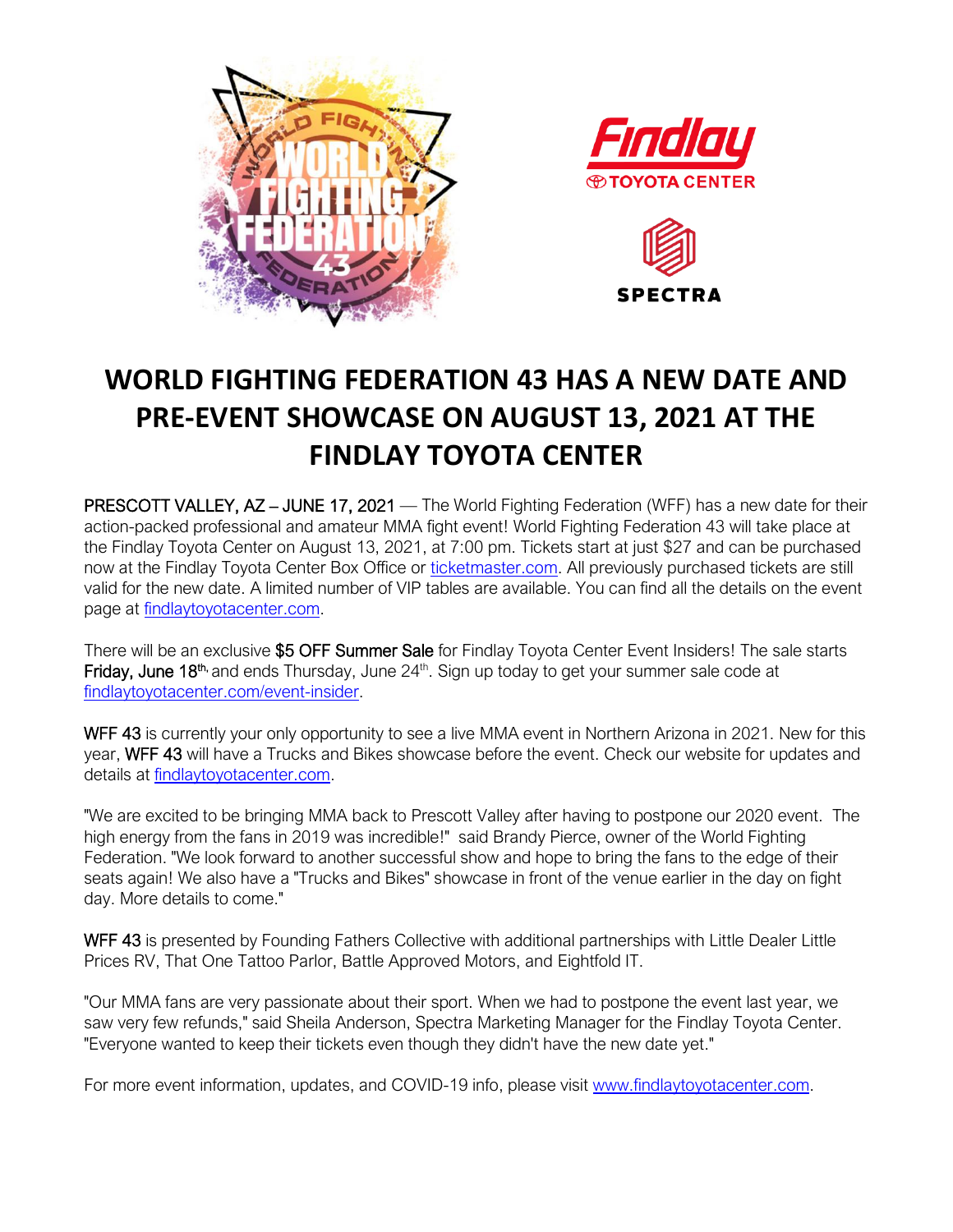# WORLD FIGHTING FEDERATION 43 HAS A NEW DATE AND PRE-EVENT SHOWCASE ON AUGUST 13, 2021 AT THE FINDLAY TOYOTA CENTER

PRESCOTT VALLEY, AZ – JUNE 17, 2021 — The World Fighting Federation (WFF) has a new date for their action-packed professional and amateur MMA fight event! World Fighting Federation 43 will take place at the Findlay Toyota Center on August 13, 2021, at 7:00 pm. Tickets start at just $27 and can be purchased now at the Findlay Toyota Center Box Office or ticketmaster.com. All previously purchased tickets are still valid for the new date. A limited number of VIP tables are available. You can find all the details on the event page at findlaytoyotacenter.com.

There will be an exclusive $5 OFF Summer Sale for Findlay Toyota Center Event Insiders! The sale starts Friday, June 18th, and ends Thursday, June 24th. Sign up today to get your summer sale code at findlaytoyotacenter.com/event-insider.

WFF 43 is currently your only opportunity to see a live MMA event in Northern Arizona in 2021. New for this year, WFF 43 will have a Trucks and Bikes showcase before the event. Check our website for updates and details at findlaytoyotacenter.com.

"We are excited to be bringing MMA back to Prescott Valley after having to postpone our 2020 event. The high energy from the fans in 2019 was incredible!" said Brandy Pierce, owner of the World Fighting Federation. "We look forward to another successful show and hope to bring the fans to the edge of their seats again! We also have a "Trucks and Bikes" showcase in front of the venue earlier in the day on fight day. More details to come."

WFF 43 is presented by Founding Fathers Collective with additional partnerships with Little Dealer Little Prices RV, That One Tattoo Parlor, Battle Approved Motors, and Eightfold IT.

"Our MMA fans are very passionate about their sport. When we had to postpone the event last year, we saw very few refunds," said Sheila Anderson, Spectra Marketing Manager for the Findlay Toyota Center. "Everyone wanted to keep their tickets even though they didn't have the new date yet."

For more event information, updates, and COVID-19 info, please visit www.findlaytoyotacenter.com.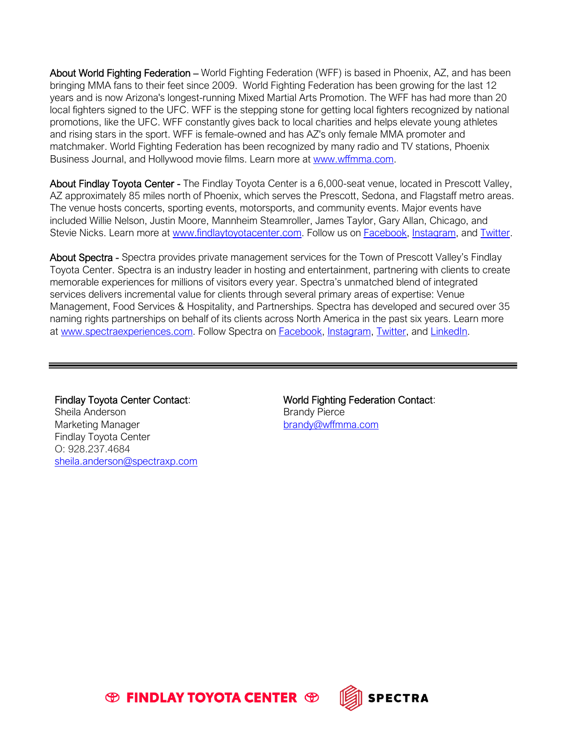**About World Fighting Federation** – World Fighting Federation (WFF) is based in Phoenix, AZ, and has been bringing MMA fans to their feet since 2009. World Fighting Federation has been growing for the last 12 years and is now Arizona's longest-running Mixed Martial Arts Promotion. The WFF has had more than 20 local fighters signed to the UFC. WFF is the stepping stone for getting local fighters recognized by national promotions, like the UFC. WFF constantly gives back to local charities and helps elevate young athletes and rising stars in the sport. WFF is female-owned and has AZ's only female MMA promoter and matchmaker. World Fighting Federation has been recognized by many radio and TV stations, Phoenix Business Journal, and Hollywood movie films. Learn more at [www.wffmma.com](http://www.wffmma.com).

**About Findlay Toyota Center** - The Findlay Toyota Center is a 6,000-seat venue, located in Prescott Valley, AZ approximately 85 miles north of Phoenix, which serves the Prescott, Sedona, and Flagstaff metro areas. The venue hosts concerts, sporting events, motorsports, and community events. Major events have included Willie Nelson, Justin Moore, Mannheim Steamroller, James Taylor, Gary Allan, Chicago, and Stevie Nicks. Learn more at [www.findlaytoyotacenter.com](http://www.findlaytoyotacenter.com). Follow us on Facebook, Instagram, and Twitter.

**About Spectra** - Spectra provides private management services for the Town of Prescott Valley's Findlay Toyota Center. Spectra is an industry leader in hosting and entertainment, partnering with clients to create memorable experiences for millions of visitors every year. Spectra's unmatched blend of integrated services delivers incremental value for clients through several primary areas of expertise: Venue Management, Food Services & Hospitality, and Partnerships. Spectra has developed and secured over 35 naming rights partnerships on behalf of its clients across North America in the past six years. Learn more at [www.spectraexperiences.com](http://www.spectraexperiences.com). Follow Spectra on Facebook, Instagram, Twitter, and LinkedIn.

---

**Findlay Toyota Center Contact**:
Sheila Anderson
Marketing Manager
Findlay Toyota Center
O: 928.237.4684
sheila.anderson@spectraxp.com

**World Fighting Federation Contact**:
Brandy Pierce
brandy@wffmma.com

FINDLAY TOYOTA CENTER

SPECTRA